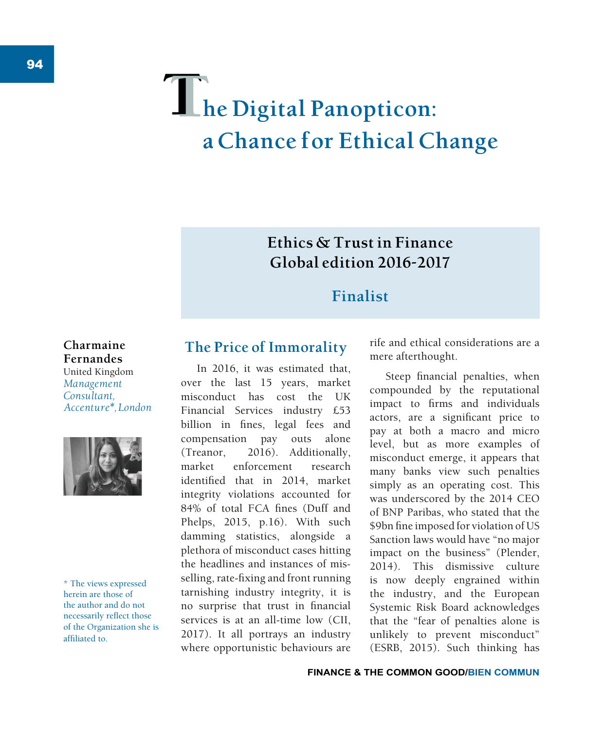# The Digital Panopticon: a Chance for Ethical Change

**Ethics & Trust in Finance Global edition 2016-2017**

**Finalist**

**Charmaine Fernandes**
United Kingdom
*Management Consultant, Accenture*, London*

\* The views expressed herein are those of the author and do not necessarily reflect those of the Organization she is affiliated to.

## The Price of Immorality

In 2016, it was estimated that, over the last 15 years, market misconduct has cost the UK Financial Services industry £53 billion in fines, legal fees and compensation pay outs alone (Treanor, 2016). Additionally, market enforcement research identified that in 2014, market integrity violations accounted for 84% of total FCA fines (Duff and Phelps, 2015, p.16). With such damming statistics, alongside a plethora of misconduct cases hitting the headlines and instances of mis-selling, rate-fixing and front running tarnishing industry integrity, it is no surprise that trust in financial services is at an all-time low (CII, 2017). It all portrays an industry where opportunistic behaviours are rife and ethical considerations are a mere afterthought.

Steep financial penalties, when compounded by the reputational impact to firms and individuals actors, are a significant price to pay at both a macro and micro level, but as more examples of misconduct emerge, it appears that many banks view such penalties simply as an operating cost. This was underscored by the 2014 CEO of BNP Paribas, who stated that the $9bn fine imposed for violation of US Sanction laws would have "no major impact on the business" (Plender, 2014). This dismissive culture is now deeply engrained within the industry, and the European Systemic Risk Board acknowledges that the "fear of penalties alone is unlikely to prevent misconduct" (ESRB, 2015). Such thinking has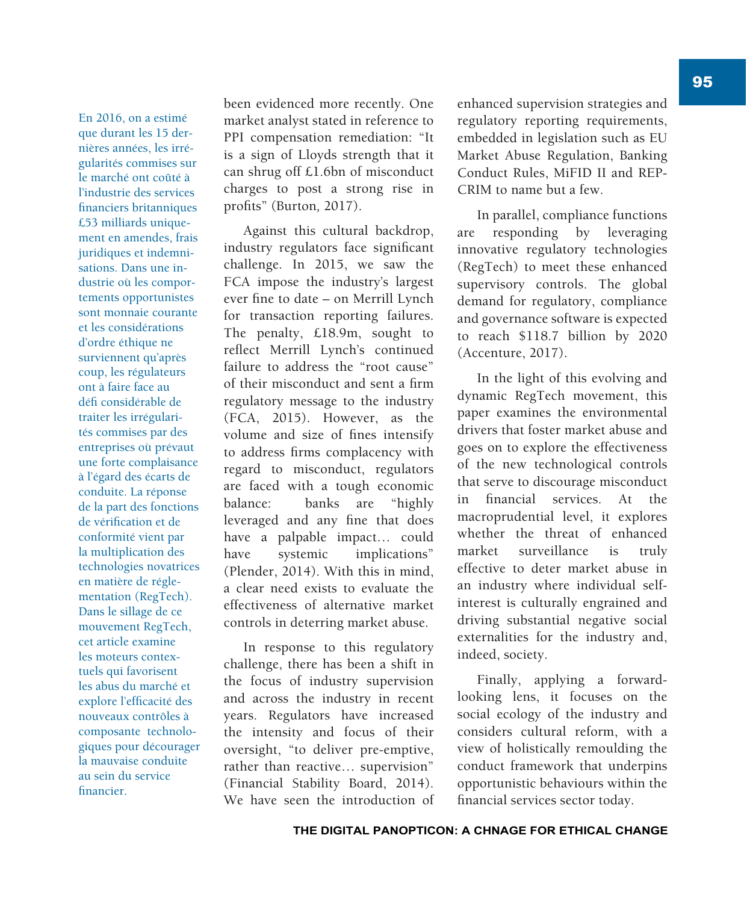En 2016, on a estimé que durant les 15 dernières années, les irrégularités commises sur le marché ont coûté à l'industrie des services financiers britanniques £53 milliards uniquement en amendes, frais juridiques et indemnisations. Dans une industrie où les comportements opportunistes sont monnaie courante et les considérations d'ordre éthique ne surviennent qu'après coup, les régulateurs ont à faire face au défi considérable de traiter les irrégularités commises par des entreprises où prévaut une forte complaisance à l'égard des écarts de conduite. La réponse de la part des fonctions de vérification et de conformité vient par la multiplication des technologies novatrices en matière de réglementation (RegTech). Dans le sillage de ce mouvement RegTech, cet article examine les moteurs contextuels qui favorisent les abus du marché et explore l'efficacité des nouveaux contrôles à composante technologiques pour décourager la mauvaise conduite au sein du service financier.

been evidenced more recently. One market analyst stated in reference to PPI compensation remediation: "It is a sign of Lloyds strength that it can shrug off £1.6bn of misconduct charges to post a strong rise in profits" (Burton, 2017).

Against this cultural backdrop, industry regulators face significant challenge. In 2015, we saw the FCA impose the industry's largest ever fine to date – on Merrill Lynch for transaction reporting failures. The penalty, £18.9m, sought to reflect Merrill Lynch's continued failure to address the "root cause" of their misconduct and sent a firm regulatory message to the industry (FCA, 2015). However, as the volume and size of fines intensify to address firms complacency with regard to misconduct, regulators are faced with a tough economic balance: banks are "highly leveraged and any fine that does have a palpable impact… could have systemic implications" (Plender, 2014). With this in mind, a clear need exists to evaluate the effectiveness of alternative market controls in deterring market abuse.

In response to this regulatory challenge, there has been a shift in the focus of industry supervision and across the industry in recent years. Regulators have increased the intensity and focus of their oversight, "to deliver pre-emptive, rather than reactive… supervision" (Financial Stability Board, 2014). We have seen the introduction of enhanced supervision strategies and regulatory reporting requirements, embedded in legislation such as EU Market Abuse Regulation, Banking Conduct Rules, MiFID II and REP-CRIM to name but a few.

In parallel, compliance functions are responding by leveraging innovative regulatory technologies (RegTech) to meet these enhanced supervisory controls. The global demand for regulatory, compliance and governance software is expected to reach $118.7 billion by 2020 (Accenture, 2017).

In the light of this evolving and dynamic RegTech movement, this paper examines the environmental drivers that foster market abuse and goes on to explore the effectiveness of the new technological controls that serve to discourage misconduct in financial services. At the macroprudential level, it explores whether the threat of enhanced market surveillance is truly effective to deter market abuse in an industry where individual self-interest is culturally engrained and driving substantial negative social externalities for the industry and, indeed, society.

Finally, applying a forward-looking lens, it focuses on the social ecology of the industry and considers cultural reform, with a view of holistically remoulding the conduct framework that underpins opportunistic behaviours within the financial services sector today.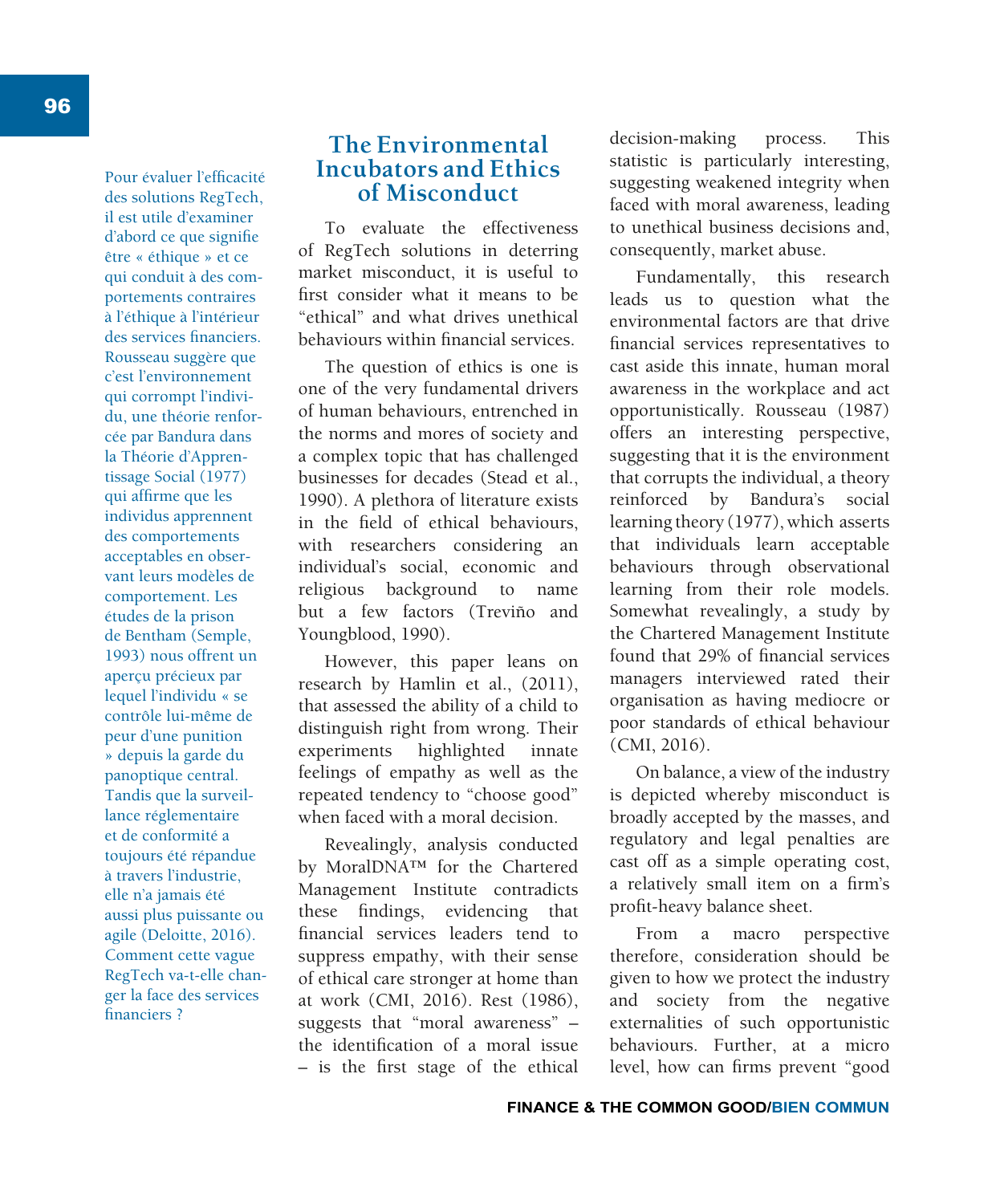Pour évaluer l'efficacité des solutions RegTech, il est utile d'examiner d'abord ce que signifie être « éthique » et ce qui conduit à des comportements contraires à l'éthique à l'intérieur des services financiers. Rousseau suggère que c'est l'environnement qui corrompt l'individu, une théorie renforcée par Bandura dans la Théorie d'Apprentissage Social (1977) qui affirme que les individus apprennent des comportements acceptables en observant leurs modèles de comportement. Les études de la prison de Bentham (Semple, 1993) nous offrent un aperçu précieux par lequel l'individu « se contrôle lui-même de peur d'une punition » depuis la garde du panoptique central. Tandis que la surveillance réglementaire et de conformité a toujours été répandue à travers l'industrie, elle n'a jamais été aussi plus puissante ou agile (Deloitte, 2016). Comment cette vague RegTech va-t-elle changer la face des services financiers ?

## The Environmental Incubators and Ethics of Misconduct

To evaluate the effectiveness of RegTech solutions in deterring market misconduct, it is useful to first consider what it means to be "ethical" and what drives unethical behaviours within financial services.

The question of ethics is one is one of the very fundamental drivers of human behaviours, entrenched in the norms and mores of society and a complex topic that has challenged businesses for decades (Stead et al., 1990). A plethora of literature exists in the field of ethical behaviours, with researchers considering an individual's social, economic and religious background to name but a few factors (Treviño and Youngblood, 1990).

However, this paper leans on research by Hamlin et al., (2011), that assessed the ability of a child to distinguish right from wrong. Their experiments highlighted innate feelings of empathy as well as the repeated tendency to "choose good" when faced with a moral decision.

Revealingly, analysis conducted by MoralDNA™ for the Chartered Management Institute contradicts these findings, evidencing that financial services leaders tend to suppress empathy, with their sense of ethical care stronger at home than at work (CMI, 2016). Rest (1986), suggests that "moral awareness" – the identification of a moral issue – is the first stage of the ethical decision-making process. This statistic is particularly interesting, suggesting weakened integrity when faced with moral awareness, leading to unethical business decisions and, consequently, market abuse.

Fundamentally, this research leads us to question what the environmental factors are that drive financial services representatives to cast aside this innate, human moral awareness in the workplace and act opportunistically. Rousseau (1987) offers an interesting perspective, suggesting that it is the environment that corrupts the individual, a theory reinforced by Bandura's social learning theory (1977), which asserts that individuals learn acceptable behaviours through observational learning from their role models. Somewhat revealingly, a study by the Chartered Management Institute found that 29% of financial services managers interviewed rated their organisation as having mediocre or poor standards of ethical behaviour (CMI, 2016).

On balance, a view of the industry is depicted whereby misconduct is broadly accepted by the masses, and regulatory and legal penalties are cast off as a simple operating cost, a relatively small item on a firm's profit-heavy balance sheet.

From a macro perspective therefore, consideration should be given to how we protect the industry and society from the negative externalities of such opportunistic behaviours. Further, at a micro level, how can firms prevent "good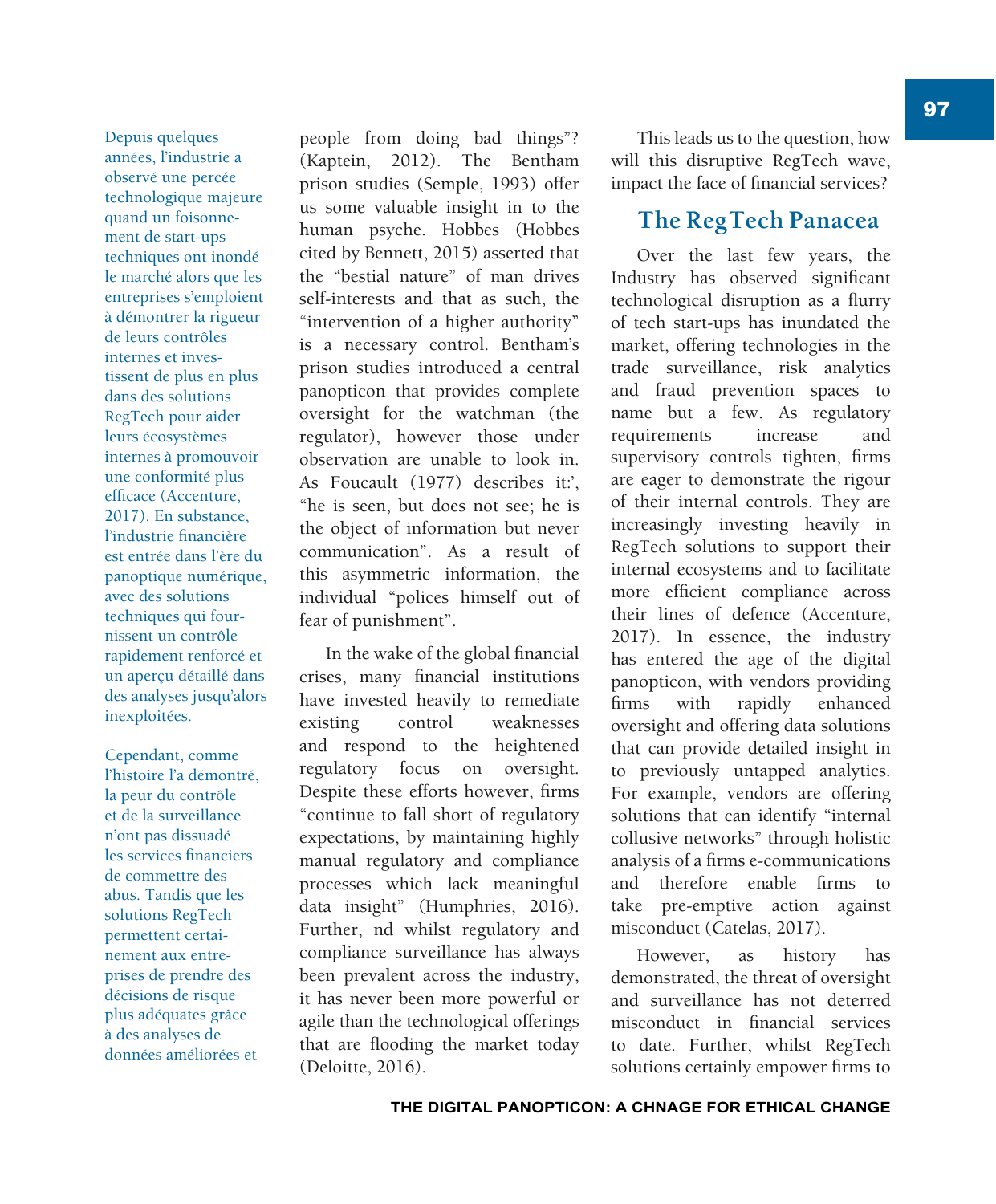Depuis quelques années, l'industrie a observé une percée technologique majeure quand un foisonnement de start-ups techniques ont inondé le marché alors que les entreprises s'emploient à démontrer la rigueur de leurs contrôles internes et investissent de plus en plus dans des solutions RegTech pour aider leurs écosystèmes internes à promouvoir une conformité plus efficace (Accenture, 2017). En substance, l'industrie financière est entrée dans l'ère du panoptique numérique, avec des solutions techniques qui fournissent un contrôle rapidement renforcé et un aperçu détaillé dans des analyses jusqu'alors inexploitées.

Cependant, comme l'histoire l'a démontré, la peur du contrôle et de la surveillance n'ont pas dissuadé les services financiers de commettre des abus. Tandis que les solutions RegTech permettent certainement aux entreprises de prendre des décisions de risque plus adéquates grâce à des analyses de données améliorées et

people from doing bad things"? (Kaptein, 2012). The Bentham prison studies (Semple, 1993) offer us some valuable insight in to the human psyche. Hobbes (Hobbes cited by Bennett, 2015) asserted that the "bestial nature" of man drives self-interests and that as such, the "intervention of a higher authority" is a necessary control. Bentham's prison studies introduced a central panopticon that provides complete oversight for the watchman (the regulator), however those under observation are unable to look in. As Foucault (1977) describes it:', "he is seen, but does not see; he is the object of information but never communication". As a result of this asymmetric information, the individual "polices himself out of fear of punishment".

In the wake of the global financial crises, many financial institutions have invested heavily to remediate existing control weaknesses and respond to the heightened regulatory focus on oversight. Despite these efforts however, firms "continue to fall short of regulatory expectations, by maintaining highly manual regulatory and compliance processes which lack meaningful data insight" (Humphries, 2016). Further, nd whilst regulatory and compliance surveillance has always been prevalent across the industry, it has never been more powerful or agile than the technological offerings that are flooding the market today (Deloitte, 2016).

This leads us to the question, how will this disruptive RegTech wave, impact the face of financial services?

## The RegTech Panacea

Over the last few years, the Industry has observed significant technological disruption as a flurry of tech start-ups has inundated the market, offering technologies in the trade surveillance, risk analytics and fraud prevention spaces to name but a few. As regulatory requirements increase and supervisory controls tighten, firms are eager to demonstrate the rigour of their internal controls. They are increasingly investing heavily in RegTech solutions to support their internal ecosystems and to facilitate more efficient compliance across their lines of defence (Accenture, 2017). In essence, the industry has entered the age of the digital panopticon, with vendors providing firms with rapidly enhanced oversight and offering data solutions that can provide detailed insight in to previously untapped analytics. For example, vendors are offering solutions that can identify "internal collusive networks" through holistic analysis of a firms e-communications and therefore enable firms to take pre-emptive action against misconduct (Catelas, 2017).

However, as history has demonstrated, the threat of oversight and surveillance has not deterred misconduct in financial services to date. Further, whilst RegTech solutions certainly empower firms to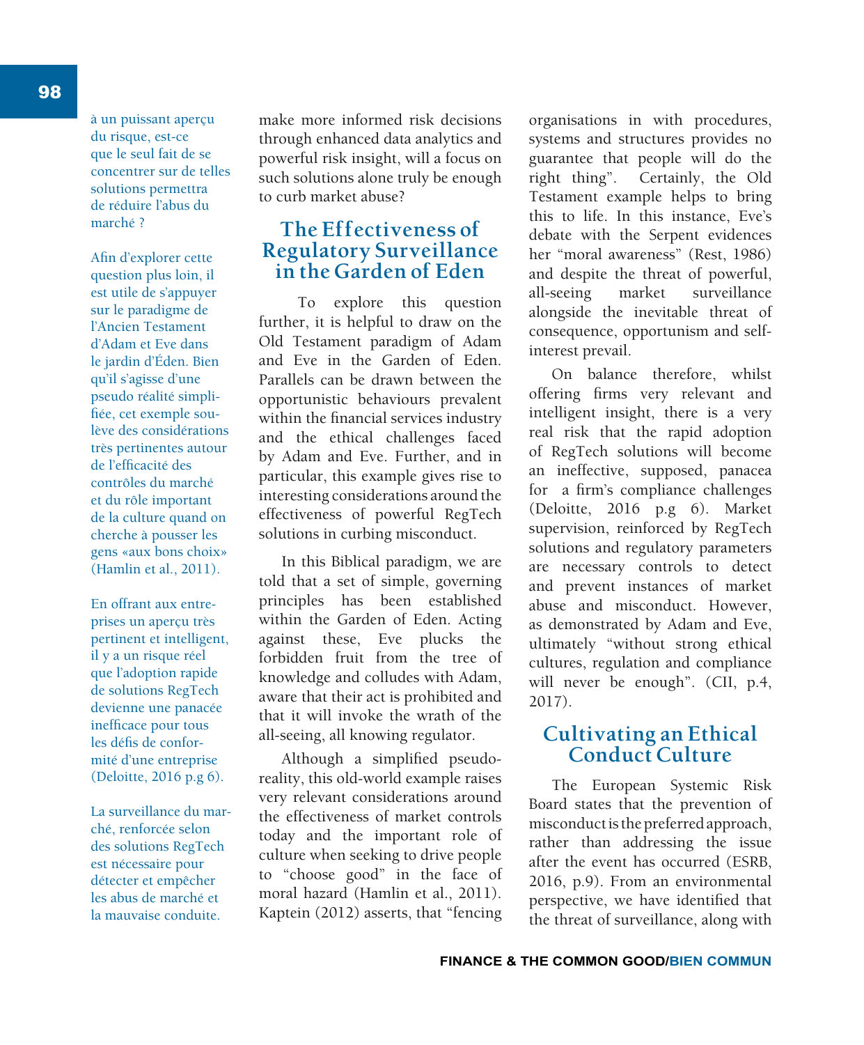à un puissant aperçu du risque, est-ce que le seul fait de se concentrer sur de telles solutions permettra de réduire l'abus du marché ?

Afin d'explorer cette question plus loin, il est utile de s'appuyer sur le paradigme de l'Ancien Testament d'Adam et Eve dans le jardin d'Éden. Bien qu'il s'agisse d'une pseudo réalité simplifiée, cet exemple soulève des considérations très pertinentes autour de l'efficacité des contrôles du marché et du rôle important de la culture quand on cherche à pousser les gens «aux bons choix» (Hamlin et al., 2011).

En offrant aux entreprises un aperçu très pertinent et intelligent, il y a un risque réel que l'adoption rapide de solutions RegTech devienne une panacée inefficace pour tous les défis de conformité d'une entreprise (Deloitte, 2016 p.g 6).

La surveillance du marché, renforcée selon des solutions RegTech est nécessaire pour détecter et empêcher les abus de marché et la mauvaise conduite.

make more informed risk decisions through enhanced data analytics and powerful risk insight, will a focus on such solutions alone truly be enough to curb market abuse?

## The Effectiveness of Regulatory Surveillance in the Garden of Eden

To explore this question further, it is helpful to draw on the Old Testament paradigm of Adam and Eve in the Garden of Eden. Parallels can be drawn between the opportunistic behaviours prevalent within the financial services industry and the ethical challenges faced by Adam and Eve. Further, and in particular, this example gives rise to interesting considerations around the effectiveness of powerful RegTech solutions in curbing misconduct.

In this Biblical paradigm, we are told that a set of simple, governing principles has been established within the Garden of Eden. Acting against these, Eve plucks the forbidden fruit from the tree of knowledge and colludes with Adam, aware that their act is prohibited and that it will invoke the wrath of the all-seeing, all knowing regulator.

Although a simplified pseudo-reality, this old-world example raises very relevant considerations around the effectiveness of market controls today and the important role of culture when seeking to drive people to "choose good" in the face of moral hazard (Hamlin et al., 2011). Kaptein (2012) asserts, that "fencing organisations in with procedures, systems and structures provides no guarantee that people will do the right thing". Certainly, the Old Testament example helps to bring this to life. In this instance, Eve's debate with the Serpent evidences her "moral awareness" (Rest, 1986) and despite the threat of powerful, all-seeing market surveillance alongside the inevitable threat of consequence, opportunism and self-interest prevail.

On balance therefore, whilst offering firms very relevant and intelligent insight, there is a very real risk that the rapid adoption of RegTech solutions will become an ineffective, supposed, panacea for a firm's compliance challenges (Deloitte, 2016 p.g 6). Market supervision, reinforced by RegTech solutions and regulatory parameters are necessary controls to detect and prevent instances of market abuse and misconduct. However, as demonstrated by Adam and Eve, ultimately "without strong ethical cultures, regulation and compliance will never be enough". (CII, p.4, 2017).

## Cultivating an Ethical Conduct Culture

The European Systemic Risk Board states that the prevention of misconduct is the preferred approach, rather than addressing the issue after the event has occurred (ESRB, 2016, p.9). From an environmental perspective, we have identified that the threat of surveillance, along with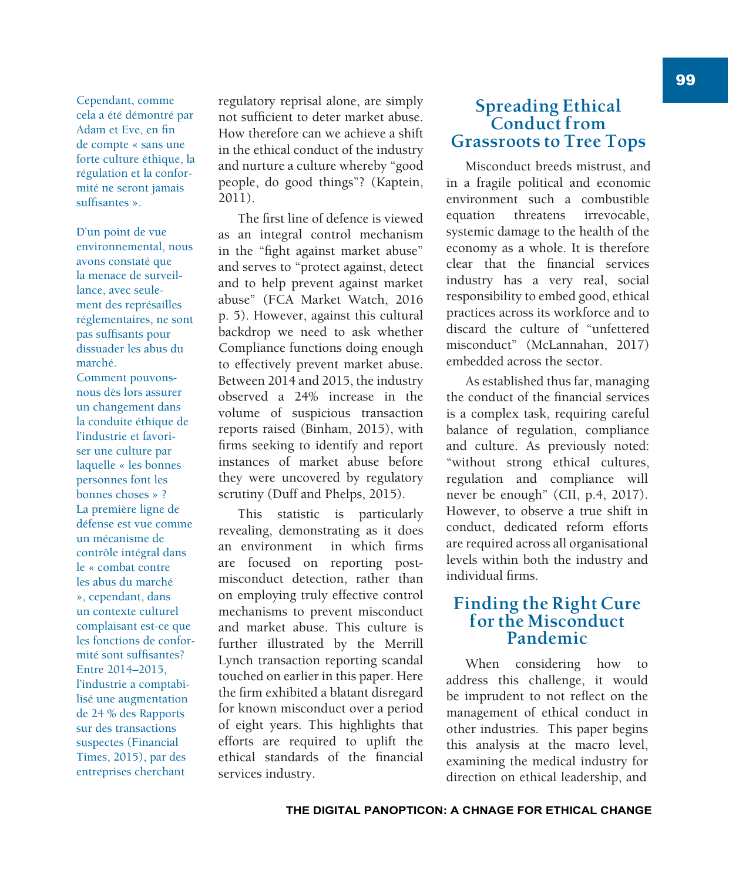Cependant, comme cela a été démontré par Adam et Eve, en fin de compte « sans une forte culture éthique, la régulation et la conformité ne seront jamais suffisantes ».

D'un point de vue environnemental, nous avons constaté que la menace de surveillance, avec seulement des représailles réglementaires, ne sont pas suffisants pour dissuader les abus du marché.
Comment pouvons-nous dès lors assurer un changement dans la conduite éthique de l'industrie et favoriser une culture par laquelle « les bonnes personnes font les bonnes choses » ?
La première ligne de défense est vue comme un mécanisme de contrôle intégral dans le « combat contre les abus du marché », cependant, dans un contexte culturel complaisant est-ce que les fonctions de conformité sont suffisantes?
Entre 2014–2015, l'industrie a comptabilisé une augmentation de 24 % des Rapports sur des transactions suspectes (Financial Times, 2015), par des entreprises cherchant

regulatory reprisal alone, are simply not sufficient to deter market abuse. How therefore can we achieve a shift in the ethical conduct of the industry and nurture a culture whereby "good people, do good things"? (Kaptein, 2011).

The first line of defence is viewed as an integral control mechanism in the "fight against market abuse" and serves to "protect against, detect and to help prevent against market abuse" (FCA Market Watch, 2016 p. 5). However, against this cultural backdrop we need to ask whether Compliance functions doing enough to effectively prevent market abuse. Between 2014 and 2015, the industry observed a 24% increase in the volume of suspicious transaction reports raised (Binham, 2015), with firms seeking to identify and report instances of market abuse before they were uncovered by regulatory scrutiny (Duff and Phelps, 2015).

This statistic is particularly revealing, demonstrating as it does an environment in which firms are focused on reporting post-misconduct detection, rather than on employing truly effective control mechanisms to prevent misconduct and market abuse. This culture is further illustrated by the Merrill Lynch transaction reporting scandal touched on earlier in this paper. Here the firm exhibited a blatant disregard for known misconduct over a period of eight years. This highlights that efforts are required to uplift the ethical standards of the financial services industry.

## Spreading Ethical Conduct from Grassroots to Tree Tops

Misconduct breeds mistrust, and in a fragile political and economic environment such a combustible equation threatens irrevocable, systemic damage to the health of the economy as a whole. It is therefore clear that the financial services industry has a very real, social responsibility to embed good, ethical practices across its workforce and to discard the culture of "unfettered misconduct" (McLannahan, 2017) embedded across the sector.

As established thus far, managing the conduct of the financial services is a complex task, requiring careful balance of regulation, compliance and culture. As previously noted: "without strong ethical cultures, regulation and compliance will never be enough" (CII, p.4, 2017). However, to observe a true shift in conduct, dedicated reform efforts are required across all organisational levels within both the industry and individual firms.

## Finding the Right Cure for the Misconduct Pandemic

When considering how to address this challenge, it would be imprudent to not reflect on the management of ethical conduct in other industries. This paper begins this analysis at the macro level, examining the medical industry for direction on ethical leadership, and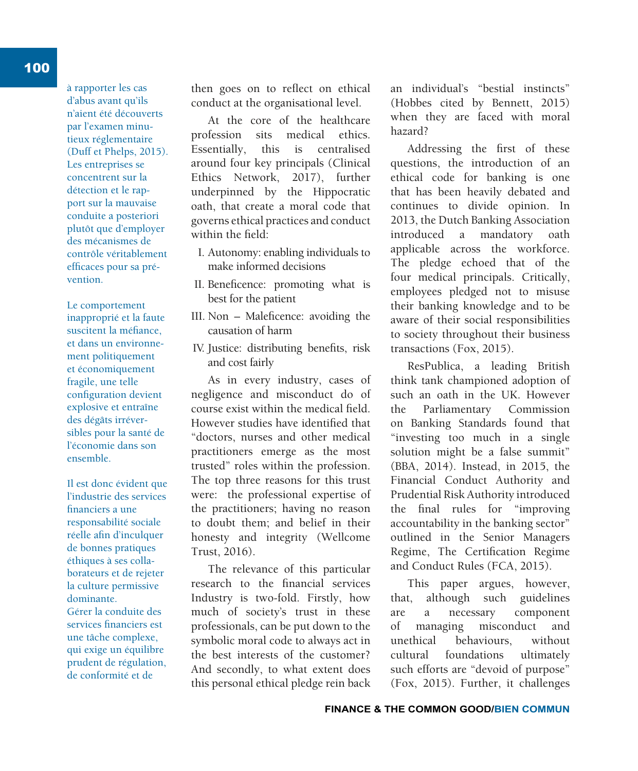à rapporter les cas d'abus avant qu'ils n'aient été découverts par l'examen minutieux réglementaire (Duff et Phelps, 2015). Les entreprises se concentrent sur la détection et le rapport sur la mauvaise conduite a posteriori plutôt que d'employer des mécanismes de contrôle véritablement efficaces pour sa prévention.

Le comportement inapproprié et la faute suscitent la méfiance, et dans un environnement politiquement et économiquement fragile, une telle configuration devient explosive et entraîne des dégâts irréversibles pour la santé de l'économie dans son ensemble.

Il est donc évident que l'industrie des services financiers a une responsabilité sociale réelle afin d'inculquer de bonnes pratiques éthiques à ses collaborateurs et de rejeter la culture permissive dominante.

Gérer la conduite des services financiers est une tâche complexe, qui exige un équilibre prudent de régulation, de conformité et de

then goes on to reflect on ethical conduct at the organisational level.

At the core of the healthcare profession sits medical ethics. Essentially, this is centralised around four key principals (Clinical Ethics Network, 2017), further underpinned by the Hippocratic oath, that create a moral code that governs ethical practices and conduct within the field:

I. Autonomy: enabling individuals to make informed decisions
II. Beneficence: promoting what is best for the patient
III. Non – Maleficence: avoiding the causation of harm
IV. Justice: distributing benefits, risk and cost fairly

As in every industry, cases of negligence and misconduct do of course exist within the medical field. However studies have identified that "doctors, nurses and other medical practitioners emerge as the most trusted" roles within the profession. The top three reasons for this trust were: the professional expertise of the practitioners; having no reason to doubt them; and belief in their honesty and integrity (Wellcome Trust, 2016).

The relevance of this particular research to the financial services Industry is two-fold. Firstly, how much of society's trust in these professionals, can be put down to the symbolic moral code to always act in the best interests of the customer? And secondly, to what extent does this personal ethical pledge rein back an individual's "bestial instincts" (Hobbes cited by Bennett, 2015) when they are faced with moral hazard?

Addressing the first of these questions, the introduction of an ethical code for banking is one that has been heavily debated and continues to divide opinion. In 2013, the Dutch Banking Association introduced a mandatory oath applicable across the workforce. The pledge echoed that of the four medical principals. Critically, employees pledged not to misuse their banking knowledge and to be aware of their social responsibilities to society throughout their business transactions (Fox, 2015).

ResPublica, a leading British think tank championed adoption of such an oath in the UK. However the Parliamentary Commission on Banking Standards found that "investing too much in a single solution might be a false summit" (BBA, 2014). Instead, in 2015, the Financial Conduct Authority and Prudential Risk Authority introduced the final rules for "improving accountability in the banking sector" outlined in the Senior Managers Regime, The Certification Regime and Conduct Rules (FCA, 2015).

This paper argues, however, that, although such guidelines are a necessary component of managing misconduct and unethical behaviours, without cultural foundations ultimately such efforts are "devoid of purpose" (Fox, 2015). Further, it challenges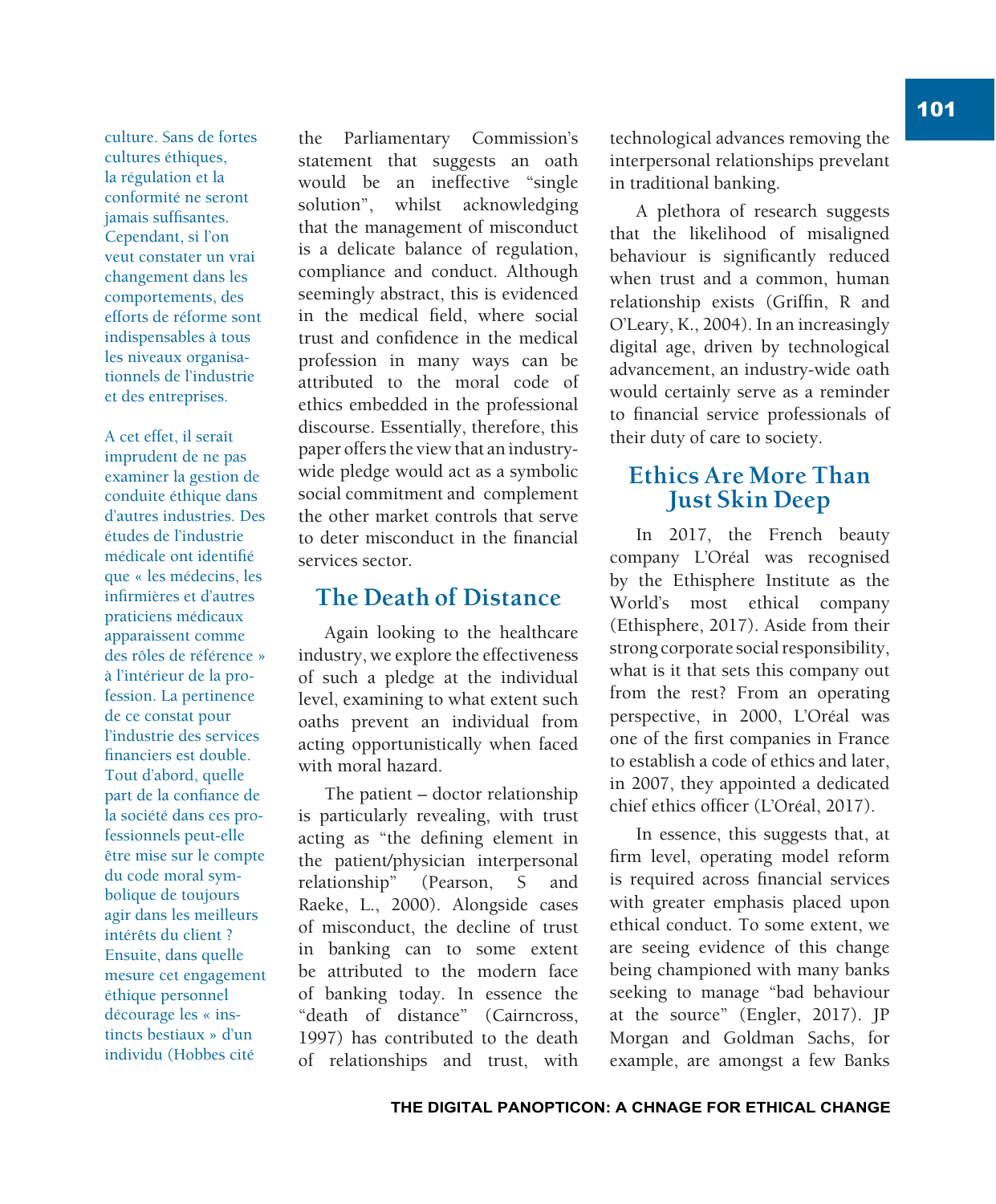culture. Sans de fortes cultures éthiques, la régulation et la conformité ne seront jamais suffisantes. Cependant, si l'on veut constater un vrai changement dans les comportements, des efforts de réforme sont indispensables à tous les niveaux organisationnels de l'industrie et des entreprises.

A cet effet, il serait imprudent de ne pas examiner la gestion de conduite éthique dans d'autres industries. Des études de l'industrie médicale ont identifié que « les médecins, les infirmières et d'autres praticiens médicaux apparaissent comme des rôles de référence » à l'intérieur de la profession. La pertinence de ce constat pour l'industrie des services financiers est double. Tout d'abord, quelle part de la confiance de la société dans ces professionnels peut-elle être mise sur le compte du code moral symbolique de toujours agir dans les meilleurs intérêts du client ? Ensuite, dans quelle mesure cet engagement éthique personnel décourage les « instincts bestiaux » d'un individu (Hobbes cité

the Parliamentary Commission's statement that suggests an oath would be an ineffective "single solution", whilst acknowledging that the management of misconduct is a delicate balance of regulation, compliance and conduct. Although seemingly abstract, this is evidenced in the medical field, where social trust and confidence in the medical profession in many ways can be attributed to the moral code of ethics embedded in the professional discourse. Essentially, therefore, this paper offers the view that an industry-wide pledge would act as a symbolic social commitment and complement the other market controls that serve to deter misconduct in the financial services sector.

## The Death of Distance

Again looking to the healthcare industry, we explore the effectiveness of such a pledge at the individual level, examining to what extent such oaths prevent an individual from acting opportunistically when faced with moral hazard.

The patient – doctor relationship is particularly revealing, with trust acting as "the defining element in the patient/physician interpersonal relationship" (Pearson, S and Raeke, L., 2000). Alongside cases of misconduct, the decline of trust in banking can to some extent be attributed to the modern face of banking today. In essence the "death of distance" (Cairncross, 1997) has contributed to the death of relationships and trust, with technological advances removing the interpersonal relationships prevelant in traditional banking.

A plethora of research suggests that the likelihood of misaligned behaviour is significantly reduced when trust and a common, human relationship exists (Griffin, R and O'Leary, K., 2004). In an increasingly digital age, driven by technological advancement, an industry-wide oath would certainly serve as a reminder to financial service professionals of their duty of care to society.

## Ethics Are More Than Just Skin Deep

In 2017, the French beauty company L'Oréal was recognised by the Ethisphere Institute as the World's most ethical company (Ethisphere, 2017). Aside from their strong corporate social responsibility, what is it that sets this company out from the rest? From an operating perspective, in 2000, L'Oréal was one of the first companies in France to establish a code of ethics and later, in 2007, they appointed a dedicated chief ethics officer (L'Oréal, 2017).

In essence, this suggests that, at firm level, operating model reform is required across financial services with greater emphasis placed upon ethical conduct. To some extent, we are seeing evidence of this change being championed with many banks seeking to manage "bad behaviour at the source" (Engler, 2017). JP Morgan and Goldman Sachs, for example, are amongst a few Banks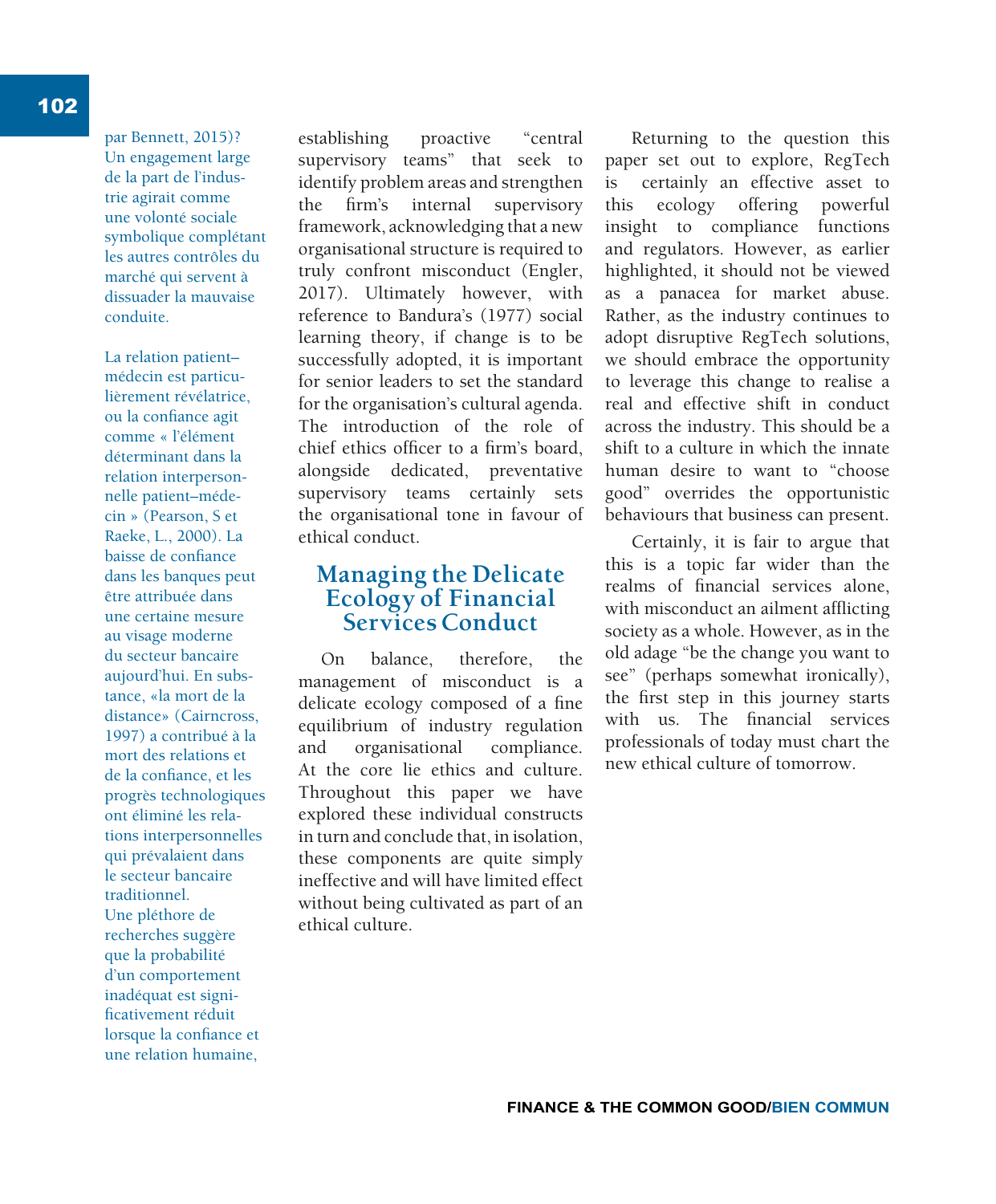par Bennett, 2015)? Un engagement large de la part de l'industrie agirait comme une volonté sociale symbolique complétant les autres contrôles du marché qui servent à dissuader la mauvaise conduite.

La relation patient–médecin est particulièrement révélatrice, ou la confiance agit comme « l'élément déterminant dans la relation interpersonnelle patient–médecin » (Pearson, S et Raeke, L., 2000). La baisse de confiance dans les banques peut être attribuée dans une certaine mesure au visage moderne du secteur bancaire aujourd'hui. En substance, «la mort de la distance» (Cairncross, 1997) a contribué à la mort des relations et de la confiance, et les progrès technologiques ont éliminé les relations interpersonnelles qui prévalaient dans le secteur bancaire traditionnel. Une pléthore de recherches suggère que la probabilité d'un comportement inadéquat est significativement réduit lorsque la confiance et une relation humaine,

establishing proactive "central supervisory teams" that seek to identify problem areas and strengthen the firm's internal supervisory framework, acknowledging that a new organisational structure is required to truly confront misconduct (Engler, 2017). Ultimately however, with reference to Bandura's (1977) social learning theory, if change is to be successfully adopted, it is important for senior leaders to set the standard for the organisation's cultural agenda. The introduction of the role of chief ethics officer to a firm's board, alongside dedicated, preventative supervisory teams certainly sets the organisational tone in favour of ethical conduct.

## Managing the Delicate Ecology of Financial Services Conduct

On balance, therefore, the management of misconduct is a delicate ecology composed of a fine equilibrium of industry regulation and organisational compliance. At the core lie ethics and culture. Throughout this paper we have explored these individual constructs in turn and conclude that, in isolation, these components are quite simply ineffective and will have limited effect without being cultivated as part of an ethical culture.

Returning to the question this paper set out to explore, RegTech is certainly an effective asset to this ecology offering powerful insight to compliance functions and regulators. However, as earlier highlighted, it should not be viewed as a panacea for market abuse. Rather, as the industry continues to adopt disruptive RegTech solutions, we should embrace the opportunity to leverage this change to realise a real and effective shift in conduct across the industry. This should be a shift to a culture in which the innate human desire to want to "choose good" overrides the opportunistic behaviours that business can present.

Certainly, it is fair to argue that this is a topic far wider than the realms of financial services alone, with misconduct an ailment afflicting society as a whole. However, as in the old adage "be the change you want to see" (perhaps somewhat ironically), the first step in this journey starts with us. The financial services professionals of today must chart the new ethical culture of tomorrow.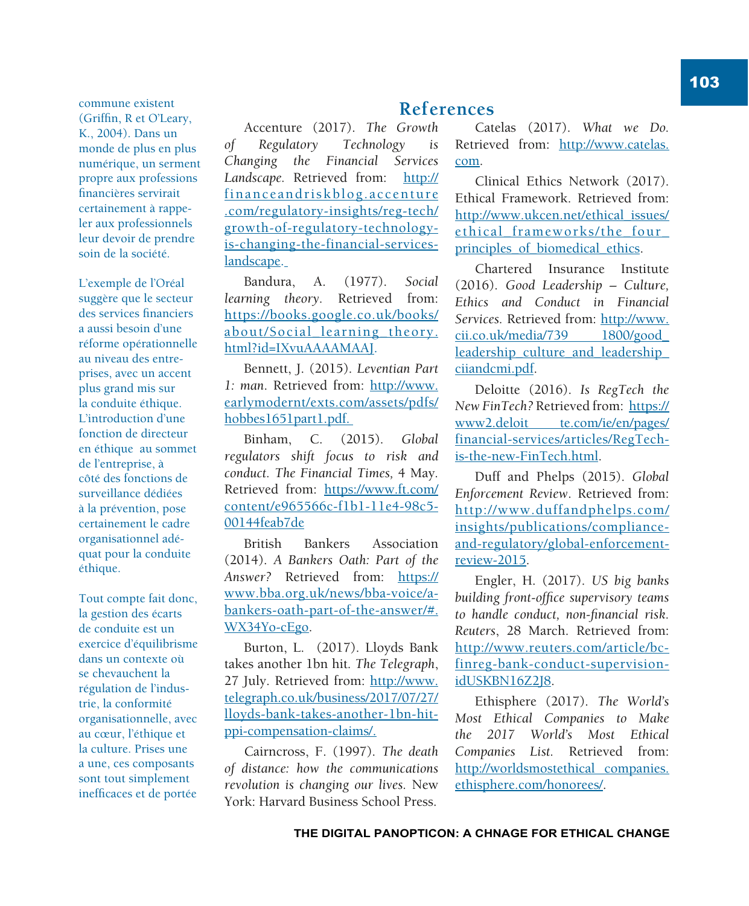commune existent (Griffin, R et O'Leary, K., 2004). Dans un monde de plus en plus numérique, un serment propre aux professions financières servirait certainement à rappeler aux professionnels leur devoir de prendre soin de la société.

L'exemple de l'Oréal suggère que le secteur des services financiers a aussi besoin d'une réforme opérationnelle au niveau des entreprises, avec un accent plus grand mis sur la conduite éthique. L'introduction d'une fonction de directeur en éthique au sommet de l'entreprise, à côté des fonctions de surveillance dédiées à la prévention, pose certainement le cadre organisationnel adéquat pour la conduite éthique.

Tout compte fait donc, la gestion des écarts de conduite est un exercice d'équilibrisme dans un contexte où se chevauchent la régulation de l'industrie, la conformité organisationnelle, avec au cœur, l'éthique et la culture. Prises une a une, ces composants sont tout simplement inefficaces et de portée

## References

Accenture (2017). *The Growth of Regulatory Technology is Changing the Financial Services Landscape.* Retrieved from: http://financeandriskblog.accenture.com/regulatory-insights/reg-tech/growth-of-regulatory-technology-is-changing-the-financial-services-landscape.

Bandura, A. (1977). *Social learning theory*. Retrieved from: https://books.google.co.uk/books/about/Social_learning_theory.html?id=IXvuAAAAMAAJ.

Bennett, J. (2015). *Leventian Part 1: man.* Retrieved from: http://www.earlymoderntexts.com/assets/pdfs/hobbes1651part1.pdf.

Binham, C. (2015). *Global regulators shift focus to risk and conduct. The Financial Times,* 4 May. Retrieved from: https://www.ft.com/content/e965566c-f1b1-11e4-98c5-00144feab7de

British Bankers Association (2014). *A Bankers Oath: Part of the Answer?* Retrieved from: https://www.bba.org.uk/news/bba-voice/a-bankers-oath-part-of-the-answer/#.WX34Yo-cEgo.

Burton, L. (2017). Lloyds Bank takes another 1bn hit. *The Telegraph*, 27 July. Retrieved from: http://www.telegraph.co.uk/business/2017/07/27/lloyds-bank-takes-another-1bn-hit-ppi-compensation-claims/.

Cairncross, F. (1997). *The death of distance: how the communications revolution is changing our lives.* New York: Harvard Business School Press.

Catelas (2017). *What we Do.* Retrieved from: http://www.catelas.com.

Clinical Ethics Network (2017). Ethical Framework. Retrieved from: http://www.ukcen.net/ethical_issues/ethical_frameworks/the_four_principles_of_biomedical_ethics.

Chartered Insurance Institute (2016). *Good Leadership – Culture, Ethics and Conduct in Financial Services.* Retrieved from: http://www.cii.co.uk/media/739 1800/good_leadership_culture_and_leadership_ciiandcmi.pdf.

Deloitte (2016). *Is RegTech the New FinTech?* Retrieved from: https://www2.deloit te.com/ie/en/pages/financial-services/articles/RegTech-is-the-new-FinTech.html.

Duff and Phelps (2015). *Global Enforcement Review*. Retrieved from: http://www.duffandphelps.com/insights/publications/compliance-and-regulatory/global-enforcement-review-2015.

Engler, H. (2017). *US big banks building front-office supervisory teams to handle conduct, non-financial risk. Reuters*, 28 March. Retrieved from: http://www.reuters.com/article/bc-finreg-bank-conduct-supervision-idUSKBN16Z2J8.

Ethisphere (2017). *The World's Most Ethical Companies to Make the 2017 World's Most Ethical Companies List.* Retrieved from: http://worldsmostethical companies.ethisphere.com/honorees/.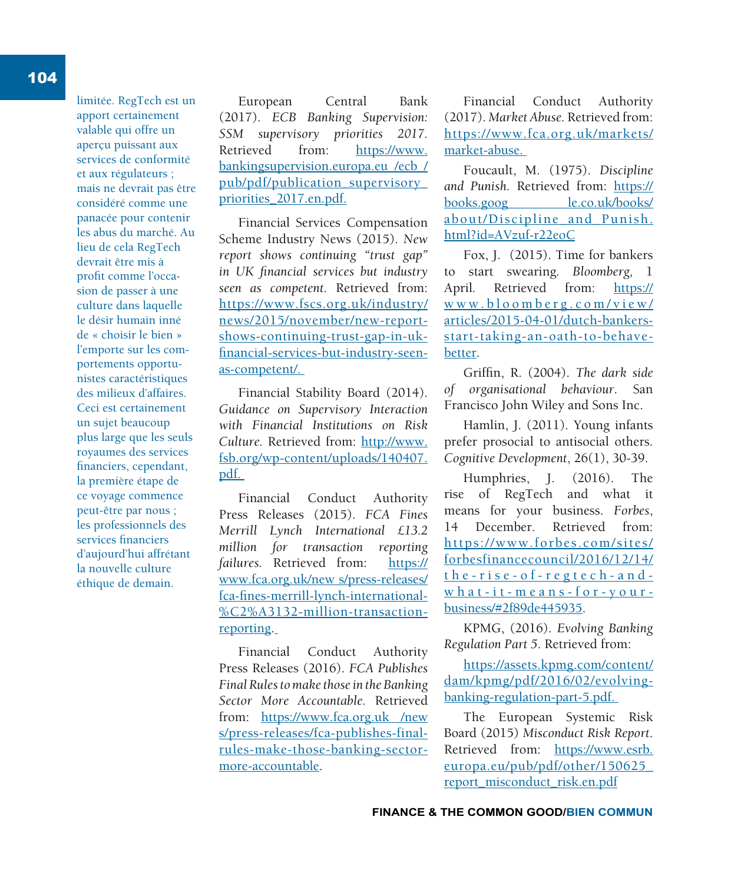limitée. RegTech est un apport certainement valable qui offre un aperçu puissant aux services de conformité et aux régulateurs ; mais ne devrait pas être considéré comme une panacée pour contenir les abus du marché. Au lieu de cela RegTech devrait être mis à profit comme l'occasion de passer à une culture dans laquelle le désir humain inné de « choisir le bien » l'emporte sur les comportements opportunistes caractéristiques des milieux d'affaires. Ceci est certainement un sujet beaucoup plus large que les seuls royaumes des services financiers, cependant, la première étape de ce voyage commence peut-être par nous ; les professionnels des services financiers d'aujourd'hui affrétant la nouvelle culture éthique de demain.

European Central Bank (2017). *ECB Banking Supervision: SSM supervisory priorities 2017*. Retrieved from: https://www.bankingsupervision.europa.eu /ecb /pub/pdf/publication supervisory priorities_2017.en.pdf.

Financial Services Compensation Scheme Industry News (2015). *New report shows continuing "trust gap" in UK financial services but industry seen as competent.* Retrieved from: https://www.fscs.org.uk/industry/news/2015/november/new-report-shows-continuing-trust-gap-in-uk-financial-services-but-industry-seen-as-competent/.

Financial Stability Board (2014). *Guidance on Supervisory Interaction with Financial Institutions on Risk Culture.* Retrieved from: http://www.fsb.org/wp-content/uploads/140407.pdf.

Financial Conduct Authority Press Releases (2015). *FCA Fines Merrill Lynch International £13.2 million for transaction reporting failures.* Retrieved from: https://www.fca.org.uk/new s/press-releases/fca-fines-merrill-lynch-international-%C2%A3132-million-transaction-reporting.

Financial Conduct Authority Press Releases (2016). *FCA Publishes Final Rules to make those in the Banking Sector More Accountable.* Retrieved from: https://www.fca.org.uk /new s/press-releases/fca-publishes-final-rules-make-those-banking-sector-more-accountable.

Financial Conduct Authority (2017). *Market Abuse.* Retrieved from: https://www.fca.org.uk/markets/market-abuse.

Foucault, M. (1975). *Discipline and Punish.* Retrieved from: https://books.goog le.co.uk/books/about/Discipline_and_Punish.html?id=AVzuf-r22eoC

Fox, J. (2015). Time for bankers to start swearing. *Bloomberg,* 1 April. Retrieved from: https://www.bloomberg.com/view/articles/2015-04-01/dutch-bankers-start-taking-an-oath-to-behave-better.

Griffin, R. (2004). *The dark side of organisational behaviour*. San Francisco John Wiley and Sons Inc.

Hamlin, J. (2011). Young infants prefer prosocial to antisocial others. *Cognitive Development*, 26(1), 30-39.

Humphries, J. (2016). The rise of RegTech and what it means for your business. *Forbes*, 14 December. Retrieved from: https://www.forbes.com/sites/forbesfinancecouncil/2016/12/14/the-rise-of-regtech-and-what-it-means-for-your-business/#2f89de445935.

KPMG, (2016). *Evolving Banking Regulation Part 5*. Retrieved from:

https://assets.kpmg.com/content/dam/kpmg/pdf/2016/02/evolving-banking-regulation-part-5.pdf.

The European Systemic Risk Board (2015) *Misconduct Risk Report*. Retrieved from: https://www.esrb.europa.eu/pub/pdf/other/150625_report_misconduct_risk.en.pdf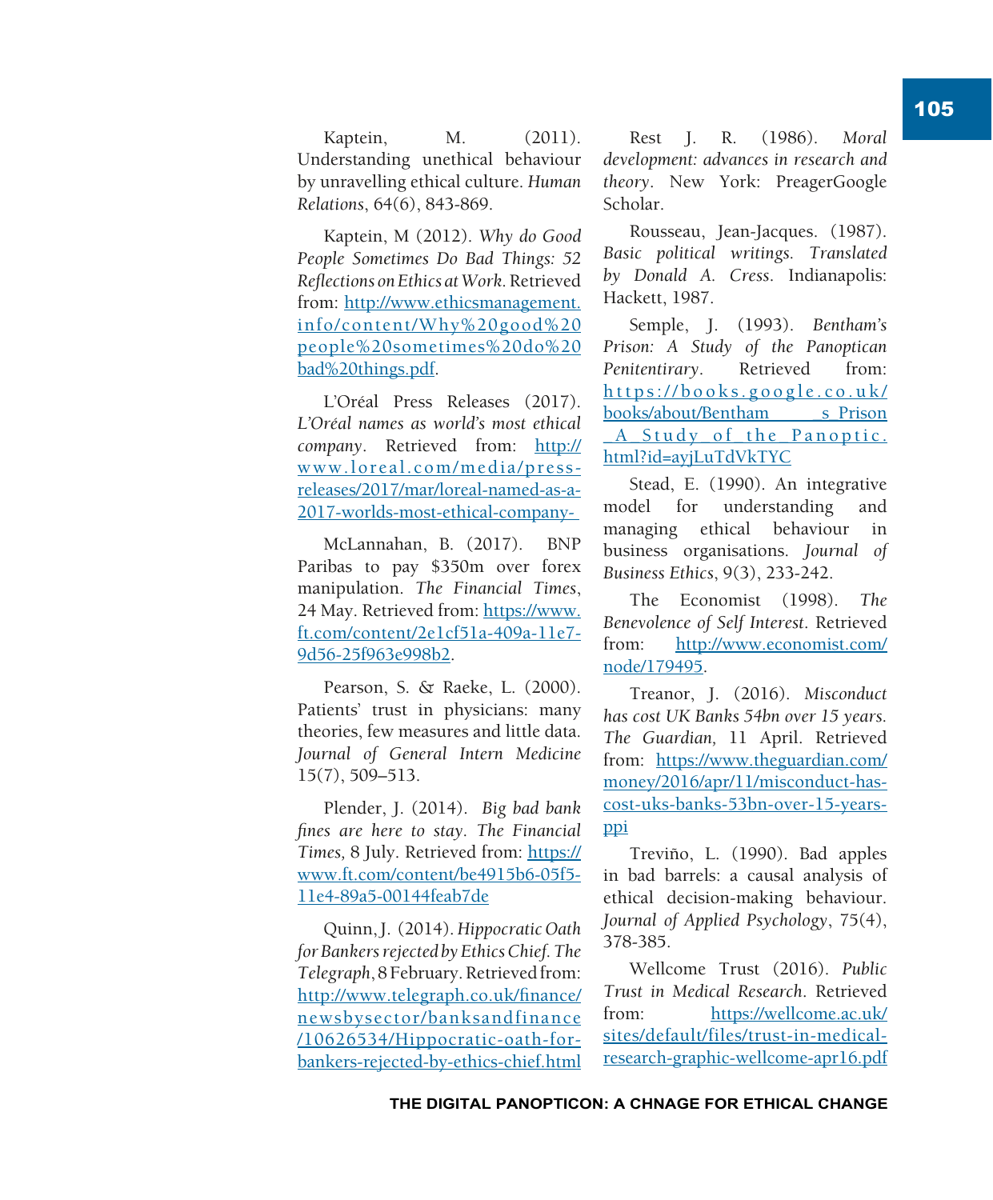Kaptein, M. (2011). Understanding unethical behaviour by unravelling ethical culture. *Human Relations*, 64(6), 843-869.

Kaptein, M (2012). *Why do Good People Sometimes Do Bad Things: 52 Reflections on Ethics at Work*. Retrieved from: http://www.ethicsmanagement.info/content/Why%20good%20people%20sometimes%20do%20bad%20things.pdf.

L'Oréal Press Releases (2017). *L'Oréal names as world's most ethical company*. Retrieved from: http://www.loreal.com/media/press-releases/2017/mar/loreal-named-as-a-2017-worlds-most-ethical-company-

McLannahan, B. (2017). BNP Paribas to pay $350m over forex manipulation. *The Financial Times*, 24 May. Retrieved from: https://www.ft.com/content/2e1cf51a-409a-11e7-9d56-25f963e998b2.

Pearson, S. & Raeke, L. (2000). Patients' trust in physicians: many theories, few measures and little data. *Journal of General Intern Medicine* 15(7), 509–513.

Plender, J. (2014). *Big bad bank fines are here to stay*. *The Financial Times*, 8 July. Retrieved from: https://www.ft.com/content/be4915b6-05f5-11e4-89a5-00144feab7de

Quinn, J. (2014). *Hippocratic Oath for Bankers rejected by Ethics Chief*. *The Telegraph*, 8 February. Retrieved from: http://www.telegraph.co.uk/finance/newsbysector/banksandfinance/10626534/Hippocratic-oath-for-bankers-rejected-by-ethics-chief.html

Rest J. R. (1986). *Moral development: advances in research and theory*. New York: PreagerGoogle Scholar.

Rousseau, Jean-Jacques. (1987). *Basic political writings. Translated by Donald A. Cress*. Indianapolis: Hackett, 1987.

Semple, J. (1993). *Bentham's Prison: A Study of the Panoptican Penitentirary*. Retrieved from: https://books.google.co.uk/books/about/Bentham_s_Prison_A_Study_of_the_Panoptic.html?id=ayjLuTdVkTYC

Stead, E. (1990). An integrative model for understanding and managing ethical behaviour in business organisations. *Journal of Business Ethics*, 9(3), 233-242.

The Economist (1998). *The Benevolence of Self Interest*. Retrieved from: http://www.economist.com/node/179495.

Treanor, J. (2016). *Misconduct has cost UK Banks 54bn over 15 years. The Guardian*, 11 April. Retrieved from: https://www.theguardian.com/money/2016/apr/11/misconduct-has-cost-uks-banks-53bn-over-15-years-ppi

Treviño, L. (1990). Bad apples in bad barrels: a causal analysis of ethical decision-making behaviour. *Journal of Applied Psychology*, 75(4), 378-385.

Wellcome Trust (2016). *Public Trust in Medical Research*. Retrieved from: https://wellcome.ac.uk/sites/default/files/trust-in-medical-research-graphic-wellcome-apr16.pdf